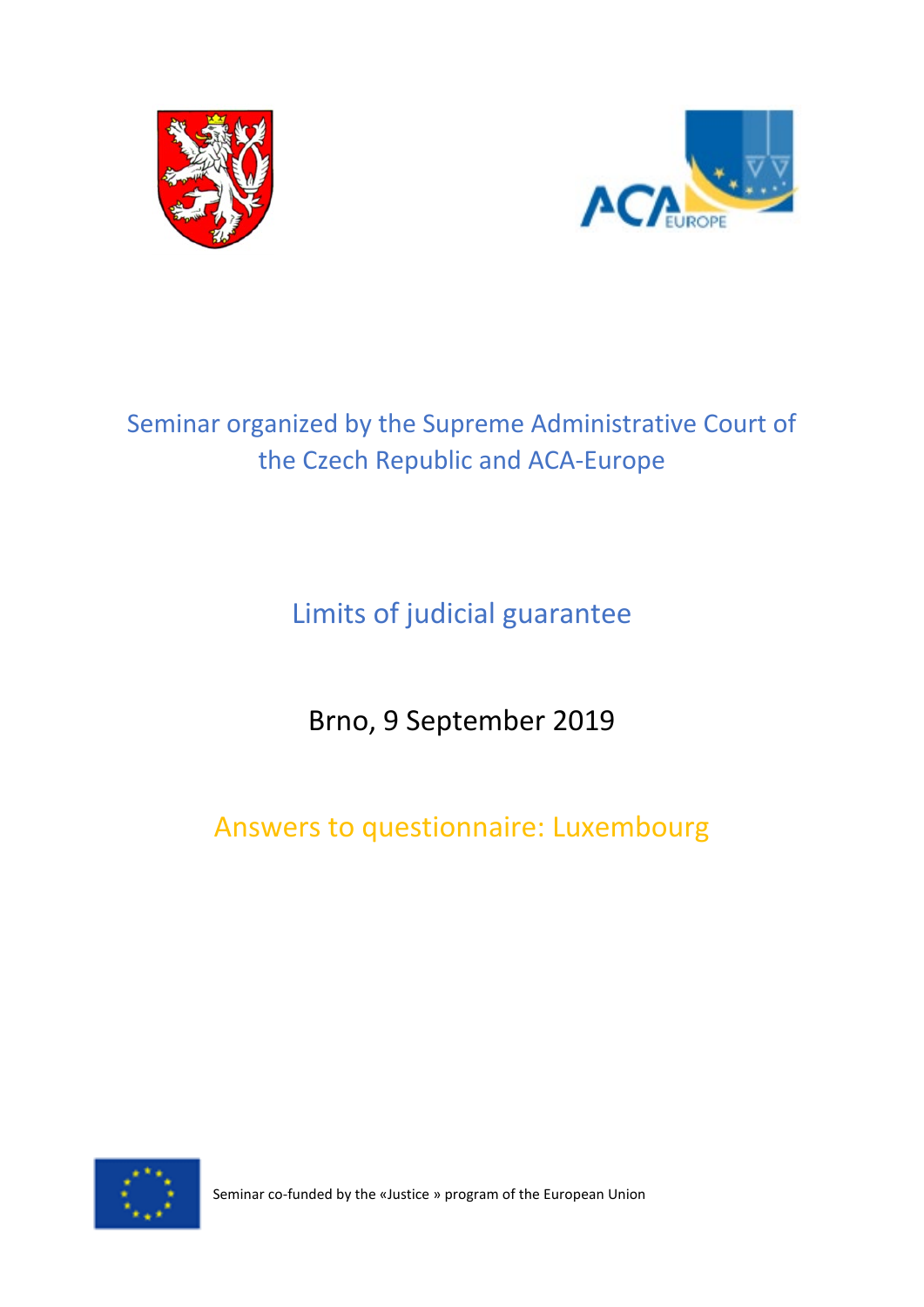Seminar organized by the Supreme Administrative Court of the Czech Republic and ACA-Europe

# Limits of judicial guarantee

Brno, 9 September 2019

## Answers to questionnaire: Luxembourg

Seminar co-funded by the «Justice » program of the European Union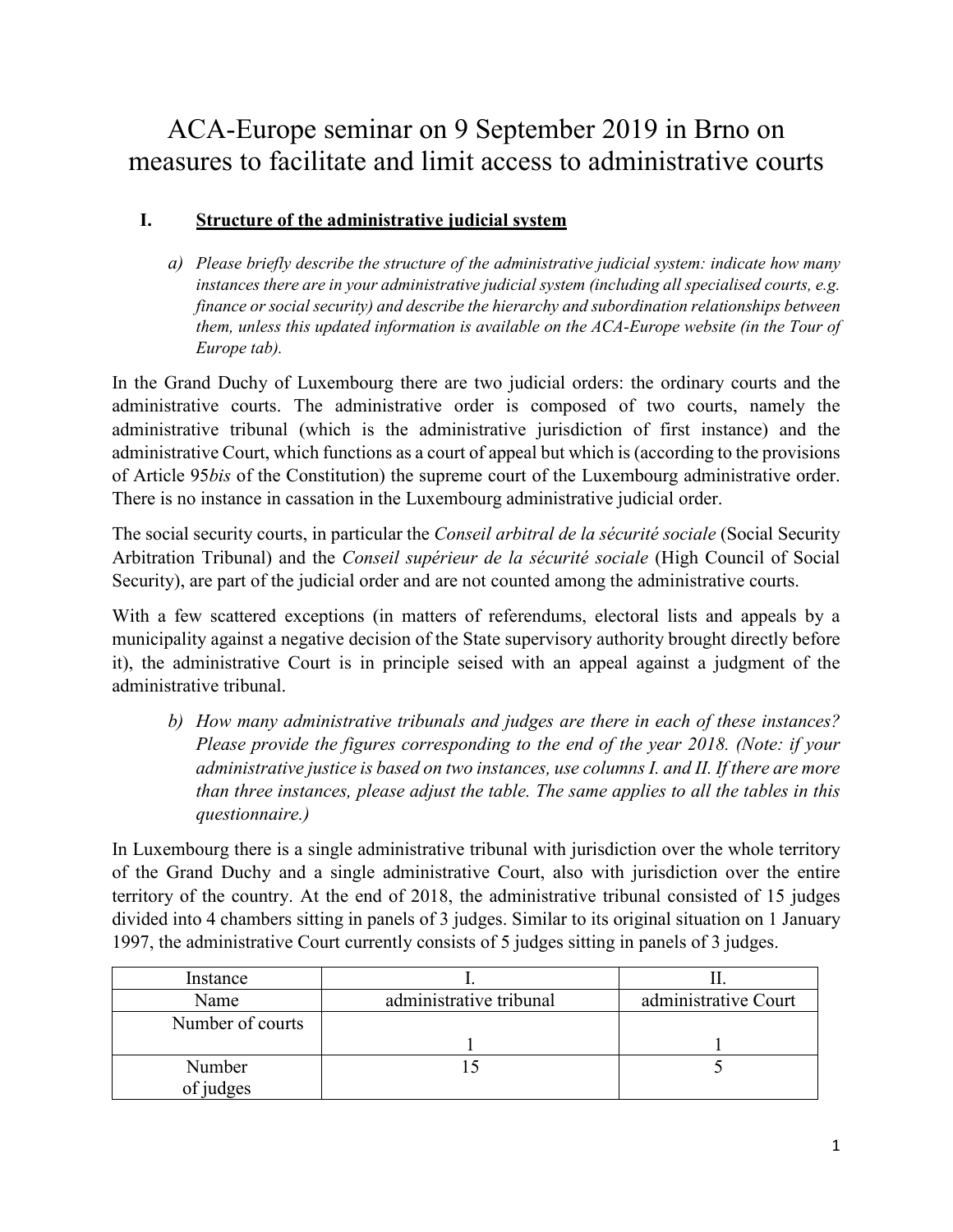# ACA-Europe seminar on 9 September 2019 in Brno on measures to facilitate and limit access to administrative courts

## I. Structure of the administrative judicial system

*a) Please briefly describe the structure of the administrative judicial system: indicate how many instances there are in your administrative judicial system (including all specialised courts, e.g. finance or social security) and describe the hierarchy and subordination relationships between them, unless this updated information is available on the ACA-Europe website (in the Tour of Europe tab).*

In the Grand Duchy of Luxembourg there are two judicial orders: the ordinary courts and the administrative courts. The administrative order is composed of two courts, namely the administrative tribunal (which is the administrative jurisdiction of first instance) and the administrative Court, which functions as a court of appeal but which is (according to the provisions of Article 95*bis* of the Constitution) the supreme court of the Luxembourg administrative order. There is no instance in cassation in the Luxembourg administrative judicial order.

The social security courts, in particular the *Conseil arbitral de la sécurité sociale* (Social Security Arbitration Tribunal) and the *Conseil supérieur de la sécurité sociale* (High Council of Social Security), are part of the judicial order and are not counted among the administrative courts.

With a few scattered exceptions (in matters of referendums, electoral lists and appeals by a municipality against a negative decision of the State supervisory authority brought directly before it), the administrative Court is in principle seised with an appeal against a judgment of the administrative tribunal.

*b) How many administrative tribunals and judges are there in each of these instances? Please provide the figures corresponding to the end of the year 2018. (Note: if your administrative justice is based on two instances, use columns I. and II. If there are more than three instances, please adjust the table. The same applies to all the tables in this questionnaire.)*

In Luxembourg there is a single administrative tribunal with jurisdiction over the whole territory of the Grand Duchy and a single administrative Court, also with jurisdiction over the entire territory of the country. At the end of 2018, the administrative tribunal consisted of 15 judges divided into 4 chambers sitting in panels of 3 judges. Similar to its original situation on 1 January 1997, the administrative Court currently consists of 5 judges sitting in panels of 3 judges.

| Instance | I. | II. |
|---|---|---|
| Name | administrative tribunal | administrative Court |
| Number of courts | 1 | 1 |
| Number of judges | 15 | 5 |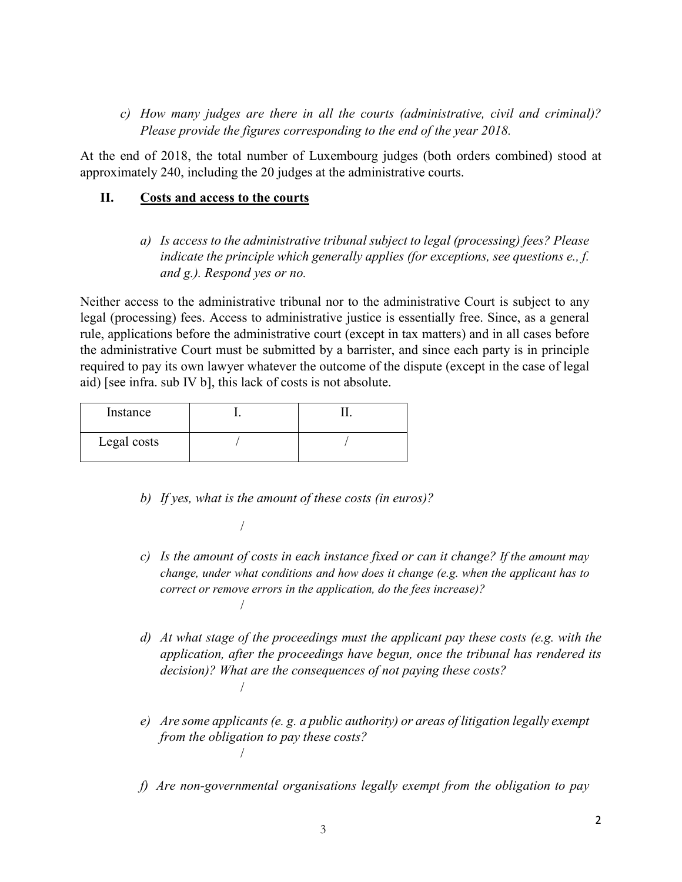c) *How many judges are there in all the courts (administrative, civil and criminal)? Please provide the figures corresponding to the end of the year 2018.*

At the end of 2018, the total number of Luxembourg judges (both orders combined) stood at approximately 240, including the 20 judges at the administrative courts.

## II. <u>Costs and access to the courts</u>

a) *Is access to the administrative tribunal subject to legal (processing) fees? Please indicate the principle which generally applies (for exceptions, see questions e., f. and g.). Respond yes or no.*

Neither access to the administrative tribunal nor to the administrative Court is subject to any legal (processing) fees. Access to administrative justice is essentially free. Since, as a general rule, applications before the administrative court (except in tax matters) and in all cases before the administrative Court must be submitted by a barrister, and since each party is in principle required to pay its own lawyer whatever the outcome of the dispute (except in the case of legal aid) [see infra. sub IV b], this lack of costs is not absolute.

| Instance | I. | II. |
|---|---|---|
| Legal costs | / | / |

b) *If yes, what is the amount of these costs (in euros)?*

/

c) *Is the amount of costs in each instance fixed or can it change? If the amount may change, under what conditions and how does it change (e.g. when the applicant has to correct or remove errors in the application, do the fees increase)?*

/

d) *At what stage of the proceedings must the applicant pay these costs (e.g. with the application, after the proceedings have begun, once the tribunal has rendered its decision)? What are the consequences of not paying these costs?*

/

e) *Are some applicants (e. g. a public authority) or areas of litigation legally exempt from the obligation to pay these costs?*

/

f) *Are non-governmental organisations legally exempt from the obligation to pay*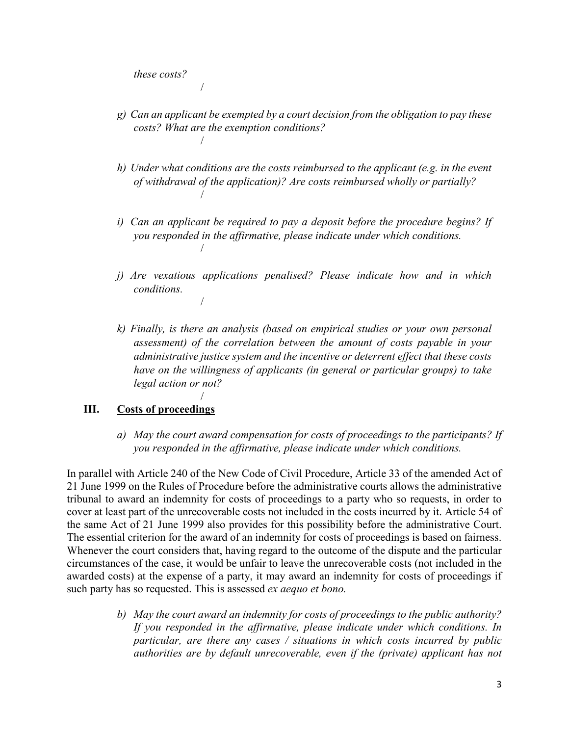*these costs?*

/

*g) Can an applicant be exempted by a court decision from the obligation to pay these costs? What are the exemption conditions?*

/

*h) Under what conditions are the costs reimbursed to the applicant (e.g. in the event of withdrawal of the application)? Are costs reimbursed wholly or partially?*

/

*i) Can an applicant be required to pay a deposit before the procedure begins? If you responded in the affirmative, please indicate under which conditions.*

/

*j) Are vexatious applications penalised? Please indicate how and in which conditions.*

/

*k) Finally, is there an analysis (based on empirical studies or your own personal assessment) of the correlation between the amount of costs payable in your administrative justice system and the incentive or deterrent effect that these costs have on the willingness of applicants (in general or particular groups) to take legal action or not?*

/

## III. Costs of proceedings

*a) May the court award compensation for costs of proceedings to the participants? If you responded in the affirmative, please indicate under which conditions.*

In parallel with Article 240 of the New Code of Civil Procedure, Article 33 of the amended Act of 21 June 1999 on the Rules of Procedure before the administrative courts allows the administrative tribunal to award an indemnity for costs of proceedings to a party who so requests, in order to cover at least part of the unrecoverable costs not included in the costs incurred by it. Article 54 of the same Act of 21 June 1999 also provides for this possibility before the administrative Court. The essential criterion for the award of an indemnity for costs of proceedings is based on fairness. Whenever the court considers that, having regard to the outcome of the dispute and the particular circumstances of the case, it would be unfair to leave the unrecoverable costs (not included in the awarded costs) at the expense of a party, it may award an indemnity for costs of proceedings if such party has so requested. This is assessed *ex aequo et bono.*

*b) May the court award an indemnity for costs of proceedings to the public authority? If you responded in the affirmative, please indicate under which conditions. In particular, are there any cases / situations in which costs incurred by public authorities are by default unrecoverable, even if the (private) applicant has not*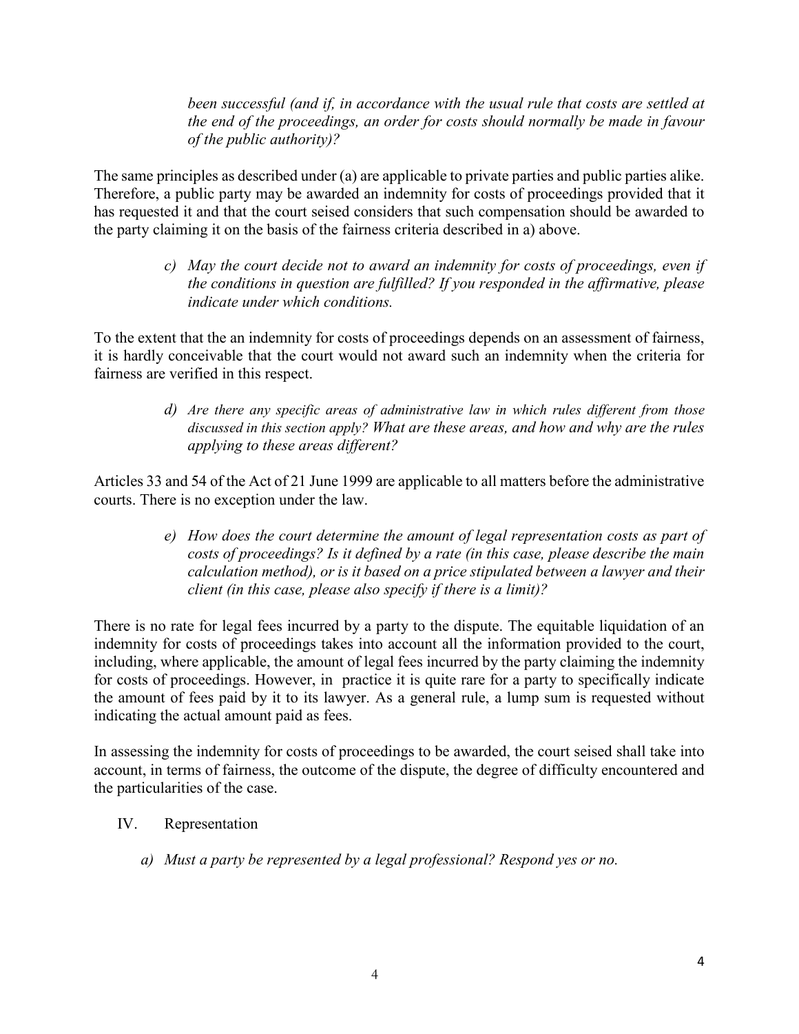*been successful (and if, in accordance with the usual rule that costs are settled at the end of the proceedings, an order for costs should normally be made in favour of the public authority)?*

The same principles as described under (a) are applicable to private parties and public parties alike. Therefore, a public party may be awarded an indemnity for costs of proceedings provided that it has requested it and that the court seised considers that such compensation should be awarded to the party claiming it on the basis of the fairness criteria described in a) above.

> *c) May the court decide not to award an indemnity for costs of proceedings, even if the conditions in question are fulfilled? If you responded in the affirmative, please indicate under which conditions.*

To the extent that the an indemnity for costs of proceedings depends on an assessment of fairness, it is hardly conceivable that the court would not award such an indemnity when the criteria for fairness are verified in this respect.

> *d) Are there any specific areas of administrative law in which rules different from those discussed in this section apply? What are these areas, and how and why are the rules applying to these areas different?*

Articles 33 and 54 of the Act of 21 June 1999 are applicable to all matters before the administrative courts. There is no exception under the law.

> *e) How does the court determine the amount of legal representation costs as part of costs of proceedings? Is it defined by a rate (in this case, please describe the main calculation method), or is it based on a price stipulated between a lawyer and their client (in this case, please also specify if there is a limit)?*

There is no rate for legal fees incurred by a party to the dispute. The equitable liquidation of an indemnity for costs of proceedings takes into account all the information provided to the court, including, where applicable, the amount of legal fees incurred by the party claiming the indemnity for costs of proceedings. However, in practice it is quite rare for a party to specifically indicate the amount of fees paid by it to its lawyer. As a general rule, a lump sum is requested without indicating the actual amount paid as fees.

In assessing the indemnity for costs of proceedings to be awarded, the court seised shall take into account, in terms of fairness, the outcome of the dispute, the degree of difficulty encountered and the particularities of the case.

## IV. Representation

*a) Must a party be represented by a legal professional? Respond yes or no.*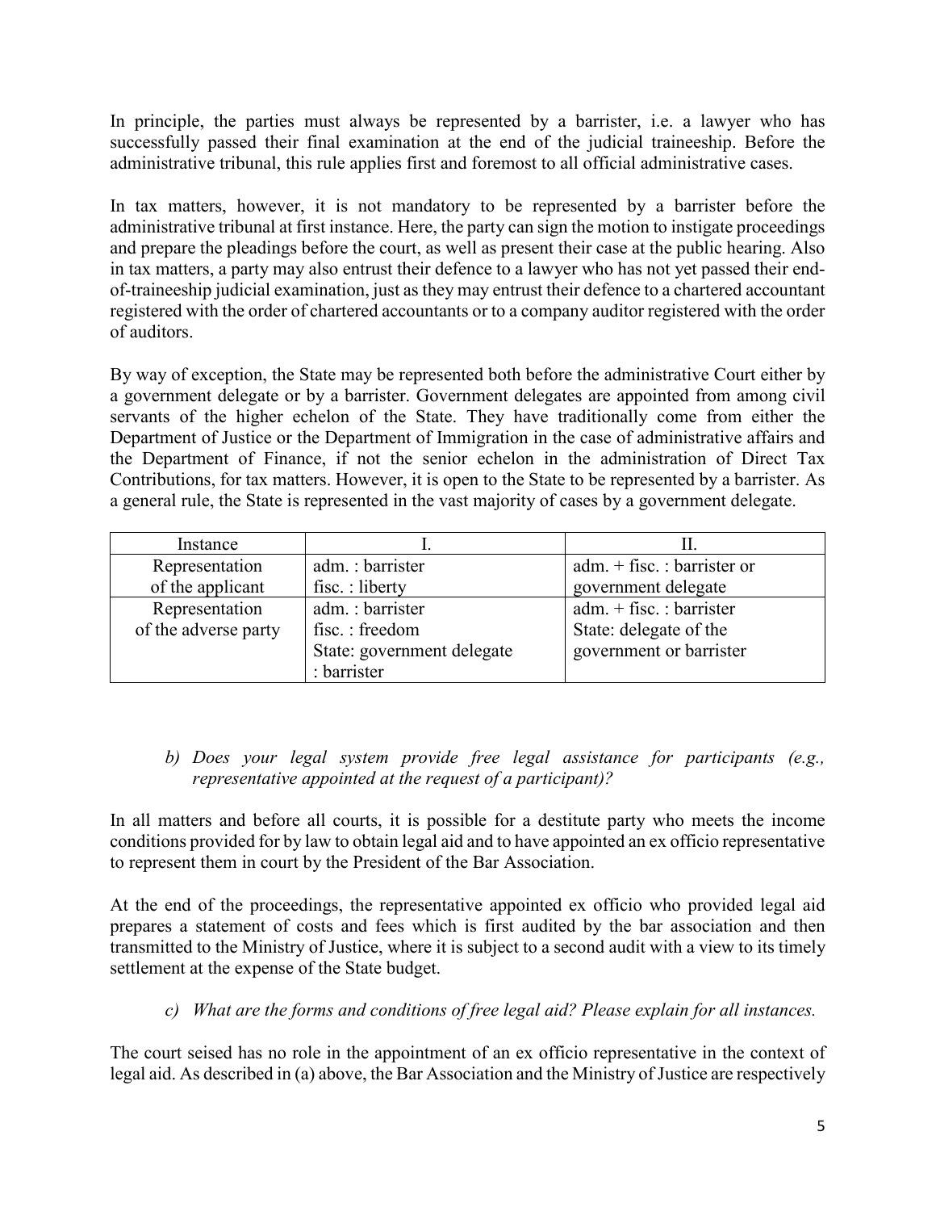In principle, the parties must always be represented by a barrister, i.e. a lawyer who has successfully passed their final examination at the end of the judicial traineeship. Before the administrative tribunal, this rule applies first and foremost to all official administrative cases.

In tax matters, however, it is not mandatory to be represented by a barrister before the administrative tribunal at first instance. Here, the party can sign the motion to instigate proceedings and prepare the pleadings before the court, as well as present their case at the public hearing. Also in tax matters, a party may also entrust their defence to a lawyer who has not yet passed their end-of-traineeship judicial examination, just as they may entrust their defence to a chartered accountant registered with the order of chartered accountants or to a company auditor registered with the order of auditors.

By way of exception, the State may be represented both before the administrative Court either by a government delegate or by a barrister. Government delegates are appointed from among civil servants of the higher echelon of the State. They have traditionally come from either the Department of Justice or the Department of Immigration in the case of administrative affairs and the Department of Finance, if not the senior echelon in the administration of Direct Tax Contributions, for tax matters. However, it is open to the State to be represented by a barrister. As a general rule, the State is represented in the vast majority of cases by a government delegate.

| Instance | I. | II. |
|---|---|---|
| Representation of the applicant | adm. : barrister<br>fisc. : liberty | adm. + fisc. : barrister or government delegate |
| Representation of the adverse party | adm. : barrister<br>fisc. : freedom<br>State: government delegate : barrister | adm. + fisc. : barrister<br>State: delegate of the government or barrister |

*b) Does your legal system provide free legal assistance for participants (e.g., representative appointed at the request of a participant)?*

In all matters and before all courts, it is possible for a destitute party who meets the income conditions provided for by law to obtain legal aid and to have appointed an ex officio representative to represent them in court by the President of the Bar Association.

At the end of the proceedings, the representative appointed ex officio who provided legal aid prepares a statement of costs and fees which is first audited by the bar association and then transmitted to the Ministry of Justice, where it is subject to a second audit with a view to its timely settlement at the expense of the State budget.

*c) What are the forms and conditions of free legal aid? Please explain for all instances.*

The court seised has no role in the appointment of an ex officio representative in the context of legal aid. As described in (a) above, the Bar Association and the Ministry of Justice are respectively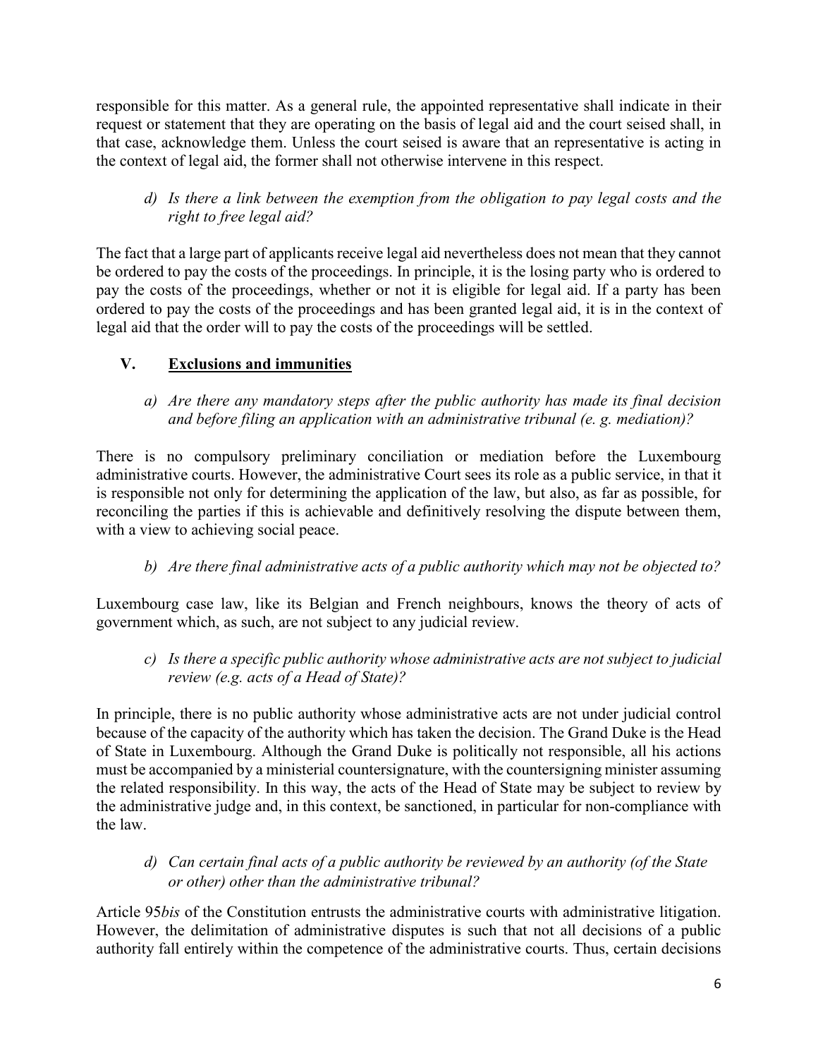responsible for this matter. As a general rule, the appointed representative shall indicate in their request or statement that they are operating on the basis of legal aid and the court seised shall, in that case, acknowledge them. Unless the court seised is aware that an representative is acting in the context of legal aid, the former shall not otherwise intervene in this respect.

*d) Is there a link between the exemption from the obligation to pay legal costs and the right to free legal aid?*

The fact that a large part of applicants receive legal aid nevertheless does not mean that they cannot be ordered to pay the costs of the proceedings. In principle, it is the losing party who is ordered to pay the costs of the proceedings, whether or not it is eligible for legal aid. If a party has been ordered to pay the costs of the proceedings and has been granted legal aid, it is in the context of legal aid that the order will to pay the costs of the proceedings will be settled.

## V. Exclusions and immunities

*a) Are there any mandatory steps after the public authority has made its final decision and before filing an application with an administrative tribunal (e. g. mediation)?*

There is no compulsory preliminary conciliation or mediation before the Luxembourg administrative courts. However, the administrative Court sees its role as a public service, in that it is responsible not only for determining the application of the law, but also, as far as possible, for reconciling the parties if this is achievable and definitively resolving the dispute between them, with a view to achieving social peace.

*b) Are there final administrative acts of a public authority which may not be objected to?*

Luxembourg case law, like its Belgian and French neighbours, knows the theory of acts of government which, as such, are not subject to any judicial review.

*c) Is there a specific public authority whose administrative acts are not subject to judicial review (e.g. acts of a Head of State)?*

In principle, there is no public authority whose administrative acts are not under judicial control because of the capacity of the authority which has taken the decision. The Grand Duke is the Head of State in Luxembourg. Although the Grand Duke is politically not responsible, all his actions must be accompanied by a ministerial countersignature, with the countersigning minister assuming the related responsibility. In this way, the acts of the Head of State may be subject to review by the administrative judge and, in this context, be sanctioned, in particular for non-compliance with the law.

*d) Can certain final acts of a public authority be reviewed by an authority (of the State or other) other than the administrative tribunal?*

Article 95*bis* of the Constitution entrusts the administrative courts with administrative litigation. However, the delimitation of administrative disputes is such that not all decisions of a public authority fall entirely within the competence of the administrative courts. Thus, certain decisions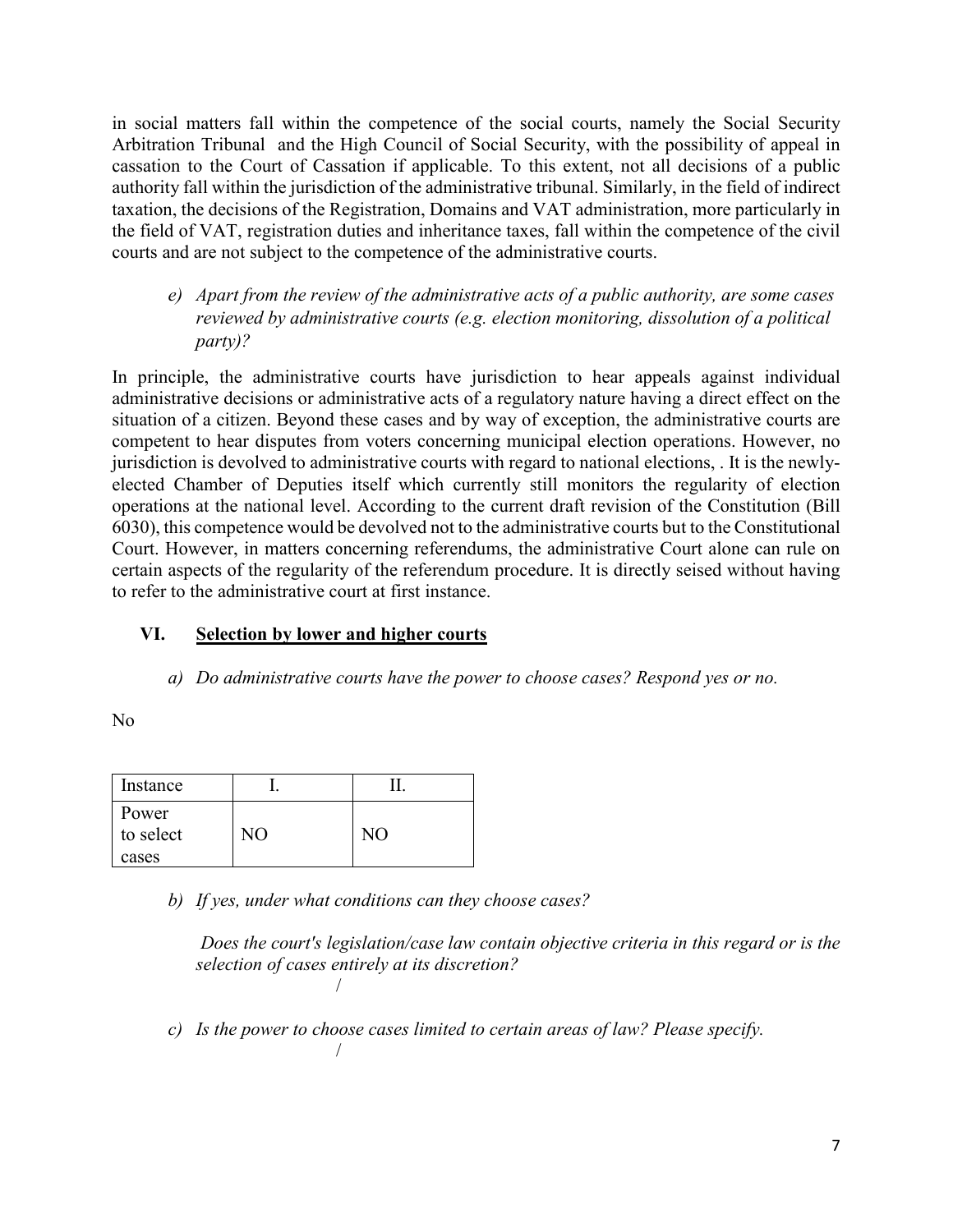in social matters fall within the competence of the social courts, namely the Social Security Arbitration Tribunal and the High Council of Social Security, with the possibility of appeal in cassation to the Court of Cassation if applicable. To this extent, not all decisions of a public authority fall within the jurisdiction of the administrative tribunal. Similarly, in the field of indirect taxation, the decisions of the Registration, Domains and VAT administration, more particularly in the field of VAT, registration duties and inheritance taxes, fall within the competence of the civil courts and are not subject to the competence of the administrative courts.

*e) Apart from the review of the administrative acts of a public authority, are some cases reviewed by administrative courts (e.g. election monitoring, dissolution of a political party)?*

In principle, the administrative courts have jurisdiction to hear appeals against individual administrative decisions or administrative acts of a regulatory nature having a direct effect on the situation of a citizen. Beyond these cases and by way of exception, the administrative courts are competent to hear disputes from voters concerning municipal election operations. However, no jurisdiction is devolved to administrative courts with regard to national elections, . It is the newly-elected Chamber of Deputies itself which currently still monitors the regularity of election operations at the national level. According to the current draft revision of the Constitution (Bill 6030), this competence would be devolved not to the administrative courts but to the Constitutional Court. However, in matters concerning referendums, the administrative Court alone can rule on certain aspects of the regularity of the referendum procedure. It is directly seised without having to refer to the administrative court at first instance.

## VI. Selection by lower and higher courts

*a) Do administrative courts have the power to choose cases? Respond yes or no.*

No

| Instance | I. | II. |
|---|---|---|
| Power to select cases | NO | NO |

*b) If yes, under what conditions can they choose cases?*

*Does the court's legislation/case law contain objective criteria in this regard or is the selection of cases entirely at its discretion?*

/

*c) Is the power to choose cases limited to certain areas of law? Please specify.*

/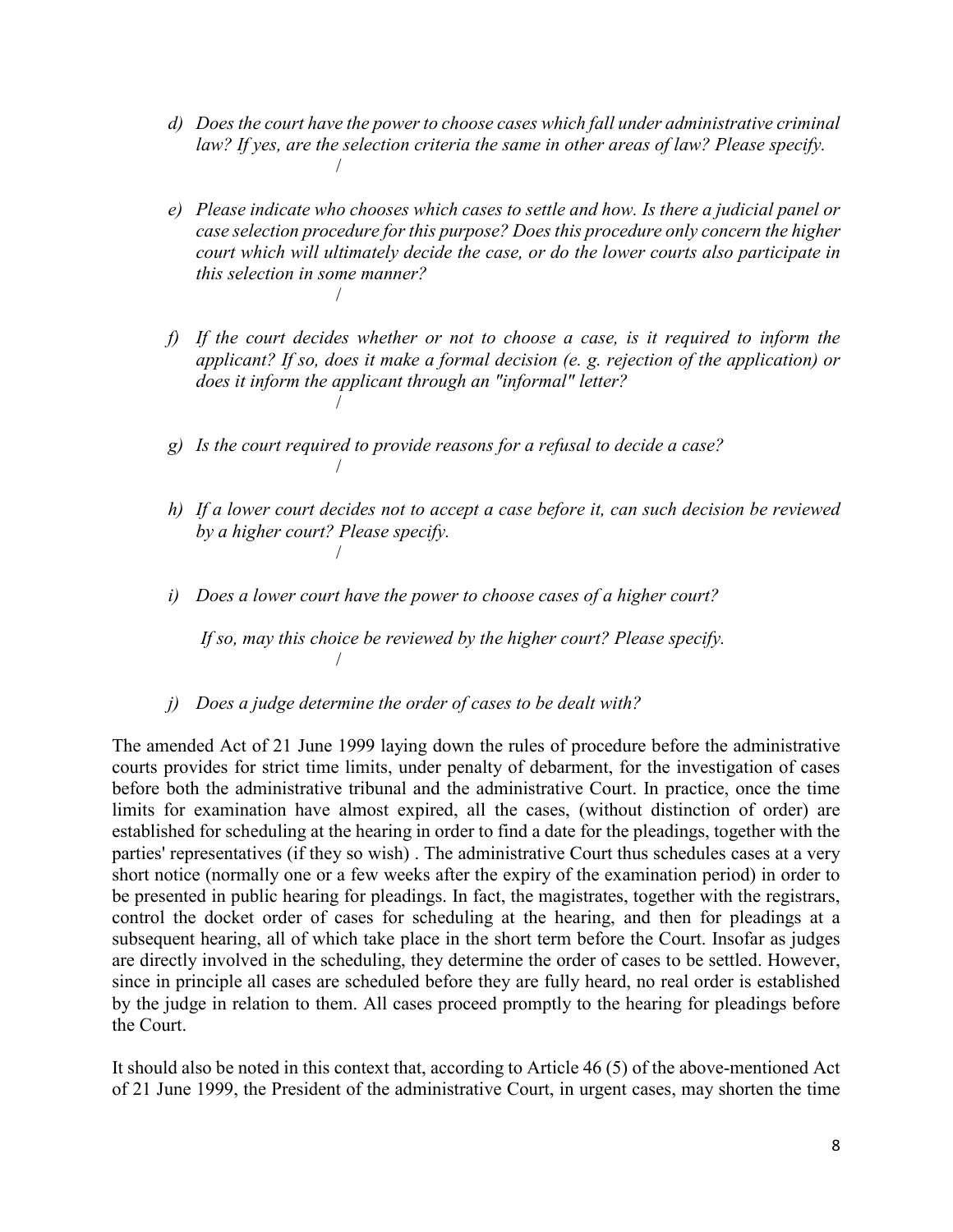d) *Does the court have the power to choose cases which fall under administrative criminal law? If yes, are the selection criteria the same in other areas of law? Please specify.*

   /

e) *Please indicate who chooses which cases to settle and how. Is there a judicial panel or case selection procedure for this purpose? Does this procedure only concern the higher court which will ultimately decide the case, or do the lower courts also participate in this selection in some manner?*

   /

f) *If the court decides whether or not to choose a case, is it required to inform the applicant? If so, does it make a formal decision (e. g. rejection of the application) or does it inform the applicant through an "informal" letter?*

   /

g) *Is the court required to provide reasons for a refusal to decide a case?*

   /

h) *If a lower court decides not to accept a case before it, can such decision be reviewed by a higher court? Please specify.*

   /

i) *Does a lower court have the power to choose cases of a higher court?*

   *If so, may this choice be reviewed by the higher court? Please specify.*

   /

j) *Does a judge determine the order of cases to be dealt with?*

The amended Act of 21 June 1999 laying down the rules of procedure before the administrative courts provides for strict time limits, under penalty of debarment, for the investigation of cases before both the administrative tribunal and the administrative Court. In practice, once the time limits for examination have almost expired, all the cases, (without distinction of order) are established for scheduling at the hearing in order to find a date for the pleadings, together with the parties' representatives (if they so wish) . The administrative Court thus schedules cases at a very short notice (normally one or a few weeks after the expiry of the examination period) in order to be presented in public hearing for pleadings. In fact, the magistrates, together with the registrars, control the docket order of cases for scheduling at the hearing, and then for pleadings at a subsequent hearing, all of which take place in the short term before the Court. Insofar as judges are directly involved in the scheduling, they determine the order of cases to be settled. However, since in principle all cases are scheduled before they are fully heard, no real order is established by the judge in relation to them. All cases proceed promptly to the hearing for pleadings before the Court.

It should also be noted in this context that, according to Article 46 (5) of the above-mentioned Act of 21 June 1999, the President of the administrative Court, in urgent cases, may shorten the time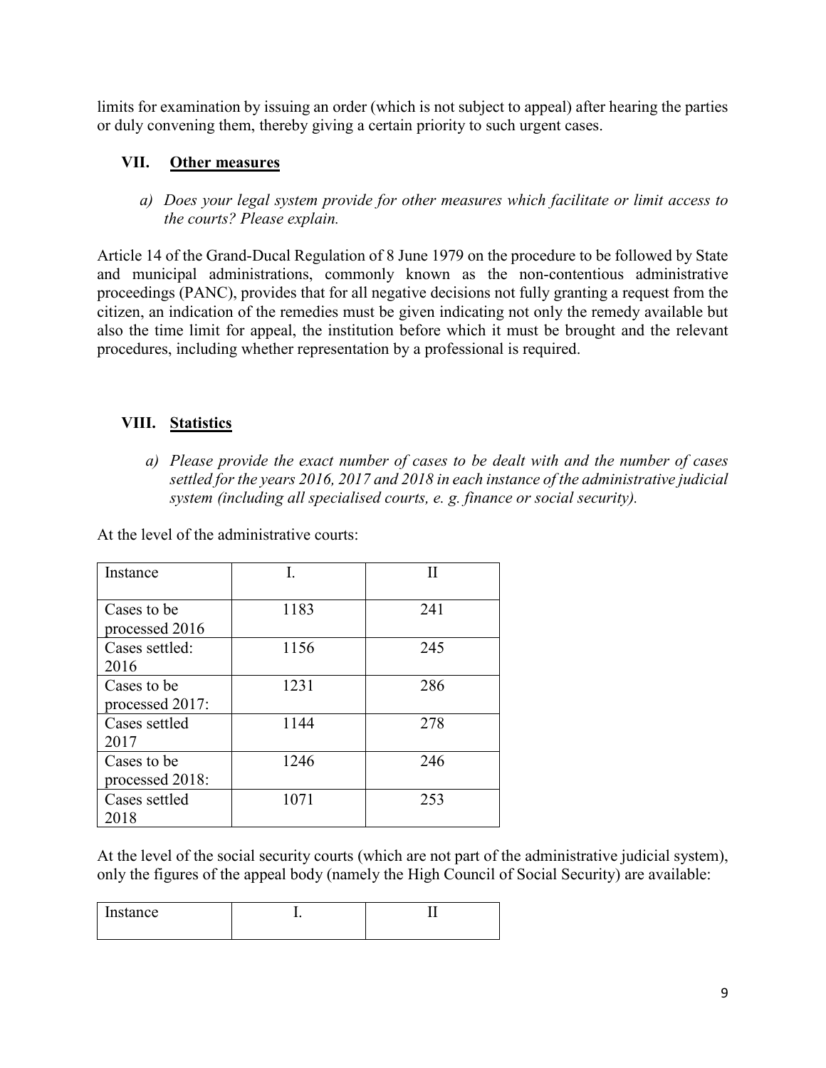limits for examination by issuing an order (which is not subject to appeal) after hearing the parties or duly convening them, thereby giving a certain priority to such urgent cases.

## VII. Other measures

*a) Does your legal system provide for other measures which facilitate or limit access to the courts? Please explain.*

Article 14 of the Grand-Ducal Regulation of 8 June 1979 on the procedure to be followed by State and municipal administrations, commonly known as the non-contentious administrative proceedings (PANC), provides that for all negative decisions not fully granting a request from the citizen, an indication of the remedies must be given indicating not only the remedy available but also the time limit for appeal, the institution before which it must be brought and the relevant procedures, including whether representation by a professional is required.

## VIII. Statistics

*a) Please provide the exact number of cases to be dealt with and the number of cases settled for the years 2016, 2017 and 2018 in each instance of the administrative judicial system (including all specialised courts, e. g. finance or social security).*

At the level of the administrative courts:

| Instance | I. | II |
|---|---|---|
| Cases to be processed 2016 | 1183 | 241 |
| Cases settled: 2016 | 1156 | 245 |
| Cases to be processed 2017: | 1231 | 286 |
| Cases settled 2017 | 1144 | 278 |
| Cases to be processed 2018: | 1246 | 246 |
| Cases settled 2018 | 1071 | 253 |

At the level of the social security courts (which are not part of the administrative judicial system), only the figures of the appeal body (namely the High Council of Social Security) are available:

| Instance | I. | II |
|---|---|---|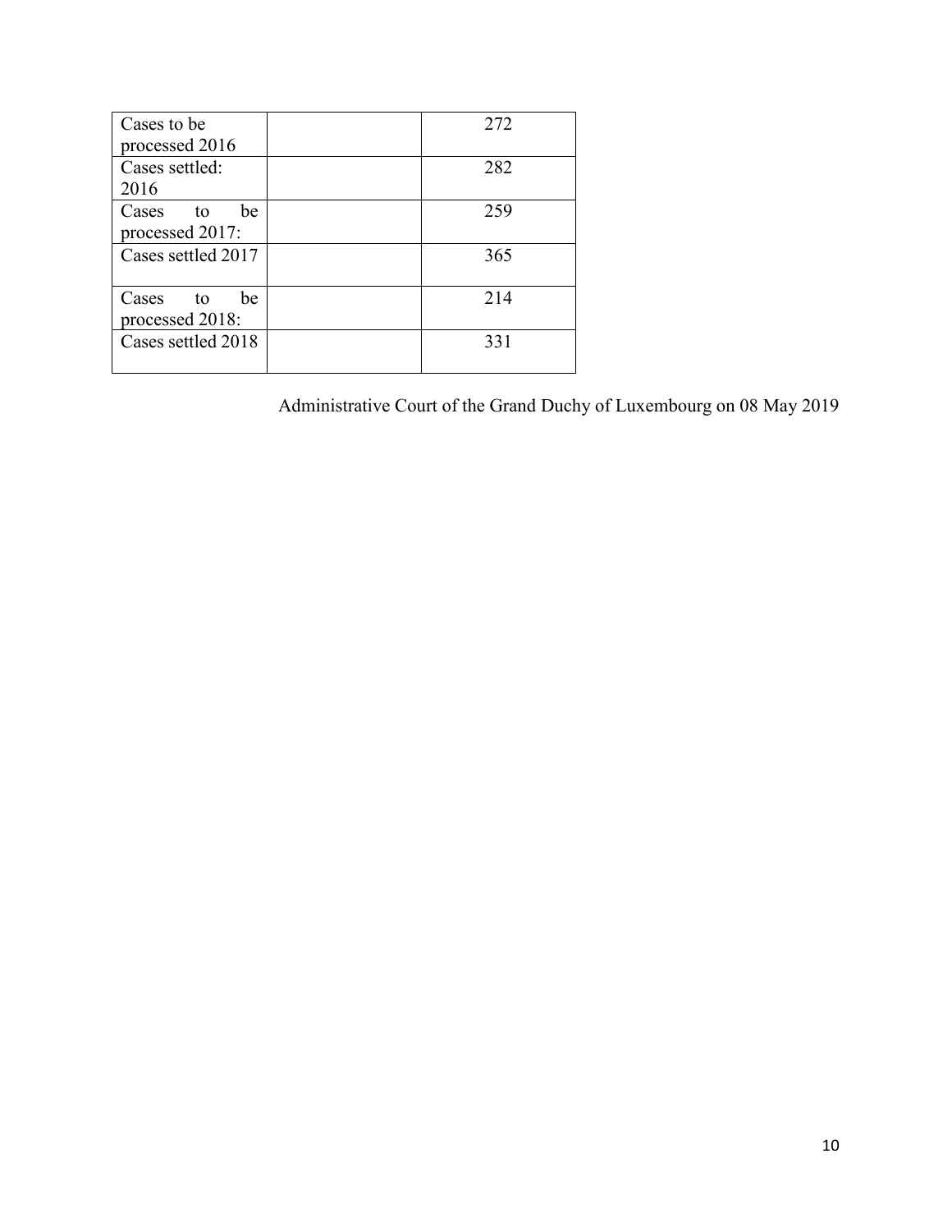| | | |
|---|---|---|
| Cases to be processed 2016 | | 272 |
| Cases settled: 2016 | | 282 |
| Cases to be processed 2017: | | 259 |
| Cases settled 2017 | | 365 |
| Cases to be processed 2018: | | 214 |
| Cases settled 2018 | | 331 |

Administrative Court of the Grand Duchy of Luxembourg on 08 May 2019